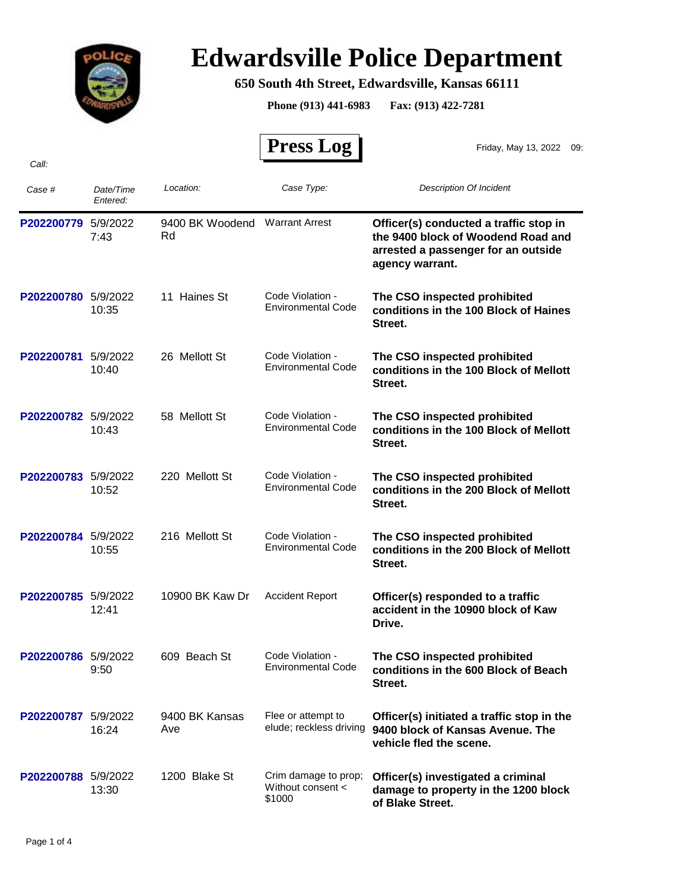# Edwardsville Police Department

**650 South 4th Street, Edwardsville, Kansas 66111**

**Phone (913) 441-6983 Fax: (913) 422-7281**

## Press Log

Friday, May 13, 2022 09:

*Call:*

| *Case #* | *Date/Time Entered:* | *Location:* | *Case Type:* | *Description Of Incident* |
|---|---|---|---|---|
| P202200779 | 5/9/2022 7:43 | 9400 BK Woodend Rd | Warrant Arrest | **Officer(s) conducted a traffic stop in the 9400 block of Woodend Road and arrested a passenger for an outside agency warrant.** |
| P202200780 | 5/9/2022 10:35 | 11 Haines St | Code Violation - Environmental Code | **The CSO inspected prohibited conditions in the 100 Block of Haines Street.** |
| P202200781 | 5/9/2022 10:40 | 26 Mellott St | Code Violation - Environmental Code | **The CSO inspected prohibited conditions in the 100 Block of Mellott Street.** |
| P202200782 | 5/9/2022 10:43 | 58 Mellott St | Code Violation - Environmental Code | **The CSO inspected prohibited conditions in the 100 Block of Mellott Street.** |
| P202200783 | 5/9/2022 10:52 | 220 Mellott St | Code Violation - Environmental Code | **The CSO inspected prohibited conditions in the 200 Block of Mellott Street.** |
| P202200784 | 5/9/2022 10:55 | 216 Mellott St | Code Violation - Environmental Code | **The CSO inspected prohibited conditions in the 200 Block of Mellott Street.** |
| P202200785 | 5/9/2022 12:41 | 10900 BK Kaw Dr | Accident Report | **Officer(s) responded to a traffic accident in the 10900 block of Kaw Drive.** |
| P202200786 | 5/9/2022 9:50 | 609 Beach St | Code Violation - Environmental Code | **The CSO inspected prohibited conditions in the 600 Block of Beach Street.** |
| P202200787 | 5/9/2022 16:24 | 9400 BK Kansas Ave | Flee or attempt to elude; reckless driving | **Officer(s) initiated a traffic stop in the 9400 block of Kansas Avenue. The vehicle fled the scene.** |
| P202200788 | 5/9/2022 13:30 | 1200 Blake St | Crim damage to prop; Without consent < $1000 | **Officer(s) investigated a criminal damage to property in the 1200 block of Blake Street.** |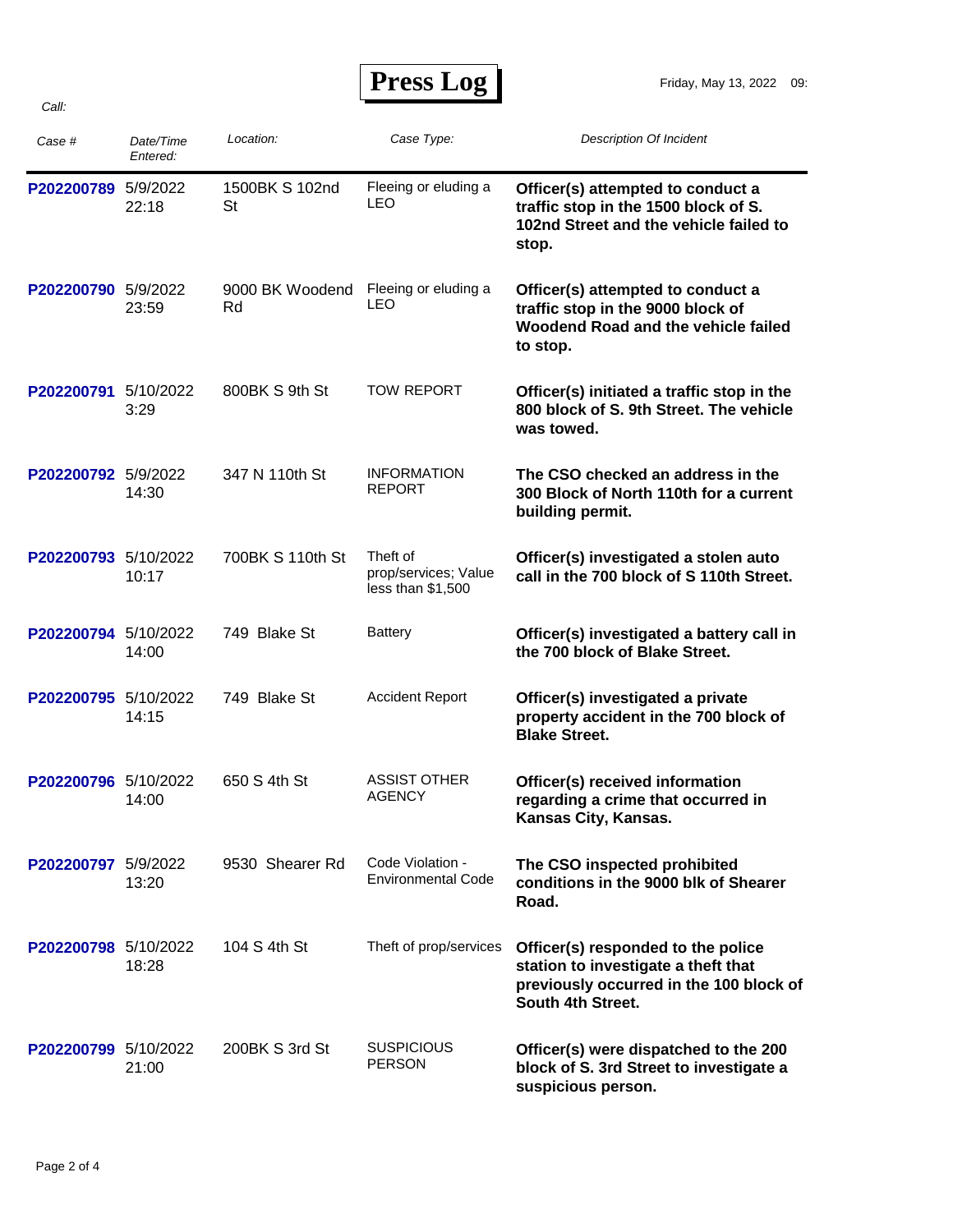# Press Log

Friday, May 13, 2022 09:

Call:

| Case # | Date/Time Entered: | Location: | Case Type: | Description Of Incident |
|---|---|---|---|---|
| P202200789 | 5/9/2022 22:18 | 1500BK S 102nd St | Fleeing or eluding a LEO | **Officer(s) attempted to conduct a traffic stop in the 1500 block of S. 102nd Street and the vehicle failed to stop.** |
| P202200790 | 5/9/2022 23:59 | 9000 BK Woodend Rd | Fleeing or eluding a LEO | **Officer(s) attempted to conduct a traffic stop in the 9000 block of Woodend Road and the vehicle failed to stop.** |
| P202200791 | 5/10/2022 3:29 | 800BK S 9th St | TOW REPORT | **Officer(s) initiated a traffic stop in the 800 block of S. 9th Street. The vehicle was towed.** |
| P202200792 | 5/9/2022 14:30 | 347 N 110th St | INFORMATION REPORT | **The CSO checked an address in the 300 Block of North 110th for a current building permit.** |
| P202200793 | 5/10/2022 10:17 | 700BK S 110th St | Theft of prop/services; Value less than $1,500 | **Officer(s) investigated a stolen auto call in the 700 block of S 110th Street.** |
| P202200794 | 5/10/2022 14:00 | 749 Blake St | Battery | **Officer(s) investigated a battery call in the 700 block of Blake Street.** |
| P202200795 | 5/10/2022 14:15 | 749 Blake St | Accident Report | **Officer(s) investigated a private property accident in the 700 block of Blake Street.** |
| P202200796 | 5/10/2022 14:00 | 650 S 4th St | ASSIST OTHER AGENCY | **Officer(s) received information regarding a crime that occurred in Kansas City, Kansas.** |
| P202200797 | 5/9/2022 13:20 | 9530 Shearer Rd | Code Violation - Environmental Code | **The CSO inspected prohibited conditions in the 9000 blk of Shearer Road.** |
| P202200798 | 5/10/2022 18:28 | 104 S 4th St | Theft of prop/services | **Officer(s) responded to the police station to investigate a theft that previously occurred in the 100 block of South 4th Street.** |
| P202200799 | 5/10/2022 21:00 | 200BK S 3rd St | SUSPICIOUS PERSON | **Officer(s) were dispatched to the 200 block of S. 3rd Street to investigate a suspicious person.** |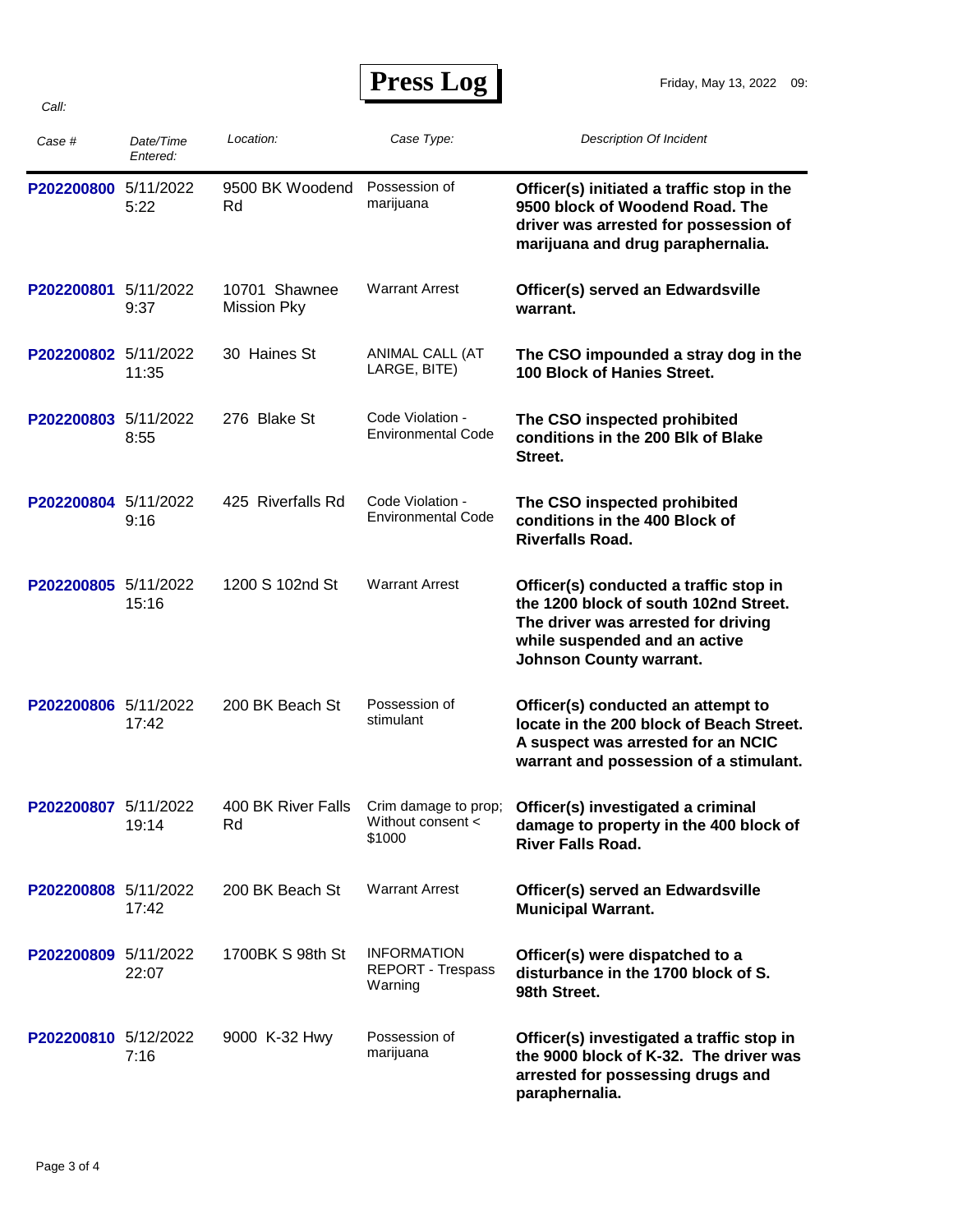# Press Log

Friday, May 13, 2022 09:

*Call:*

| *Case #* | *Date/Time Entered:* | *Location:* | *Case Type:* | *Description Of Incident* |
|---|---|---|---|---|
| P202200800 | 5/11/2022 5:22 | 9500 BK Woodend Rd | Possession of marijuana | **Officer(s) initiated a traffic stop in the 9500 block of Woodend Road. The driver was arrested for possession of marijuana and drug paraphernalia.** |
| P202200801 | 5/11/2022 9:37 | 10701 Shawnee Mission Pky | Warrant Arrest | **Officer(s) served an Edwardsville warrant.** |
| P202200802 | 5/11/2022 11:35 | 30 Haines St | ANIMAL CALL (AT LARGE, BITE) | **The CSO impounded a stray dog in the 100 Block of Hanies Street.** |
| P202200803 | 5/11/2022 8:55 | 276 Blake St | Code Violation - Environmental Code | **The CSO inspected prohibited conditions in the 200 Blk of Blake Street.** |
| P202200804 | 5/11/2022 9:16 | 425 Riverfalls Rd | Code Violation - Environmental Code | **The CSO inspected prohibited conditions in the 400 Block of Riverfalls Road.** |
| P202200805 | 5/11/2022 15:16 | 1200 S 102nd St | Warrant Arrest | **Officer(s) conducted a traffic stop in the 1200 block of south 102nd Street. The driver was arrested for driving while suspended and an active Johnson County warrant.** |
| P202200806 | 5/11/2022 17:42 | 200 BK Beach St | Possession of stimulant | **Officer(s) conducted an attempt to locate in the 200 block of Beach Street. A suspect was arrested for an NCIC warrant and possession of a stimulant.** |
| P202200807 | 5/11/2022 19:14 | 400 BK River Falls Rd | Crim damage to prop; Without consent < $1000 | **Officer(s) investigated a criminal damage to property in the 400 block of River Falls Road.** |
| P202200808 | 5/11/2022 17:42 | 200 BK Beach St | Warrant Arrest | **Officer(s) served an Edwardsville Municipal Warrant.** |
| P202200809 | 5/11/2022 22:07 | 1700BK S 98th St | INFORMATION REPORT - Trespass Warning | **Officer(s) were dispatched to a disturbance in the 1700 block of S. 98th Street.** |
| P202200810 | 5/12/2022 7:16 | 9000 K-32 Hwy | Possession of marijuana | **Officer(s) investigated a traffic stop in the 9000 block of K-32. The driver was arrested for possessing drugs and paraphernalia.** |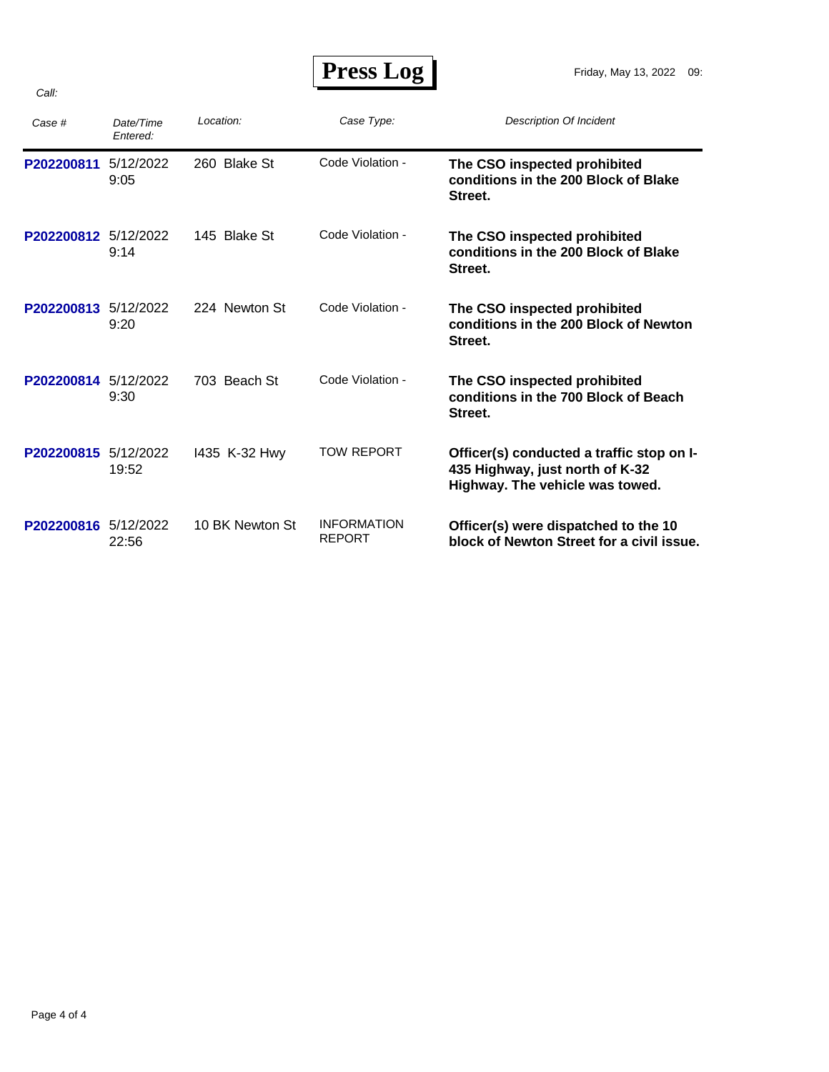# Press Log

Friday, May 13, 2022 09:

*Call:*

| *Case #* | *Date/Time Entered:* | *Location:* | *Case Type:* | *Description Of Incident* |
|---|---|---|---|---|
| P202200811 | 5/12/2022 9:05 | 260 Blake St | Code Violation - | **The CSO inspected prohibited conditions in the 200 Block of Blake Street.** |
| P202200812 | 5/12/2022 9:14 | 145 Blake St | Code Violation - | **The CSO inspected prohibited conditions in the 200 Block of Blake Street.** |
| P202200813 | 5/12/2022 9:20 | 224 Newton St | Code Violation - | **The CSO inspected prohibited conditions in the 200 Block of Newton Street.** |
| P202200814 | 5/12/2022 9:30 | 703 Beach St | Code Violation - | **The CSO inspected prohibited conditions in the 700 Block of Beach Street.** |
| P202200815 | 5/12/2022 19:52 | I435 K-32 Hwy | TOW REPORT | **Officer(s) conducted a traffic stop on I-435 Highway, just north of K-32 Highway. The vehicle was towed.** |
| P202200816 | 5/12/2022 22:56 | 10 BK Newton St | INFORMATION REPORT | **Officer(s) were dispatched to the 10 block of Newton Street for a civil issue.** |